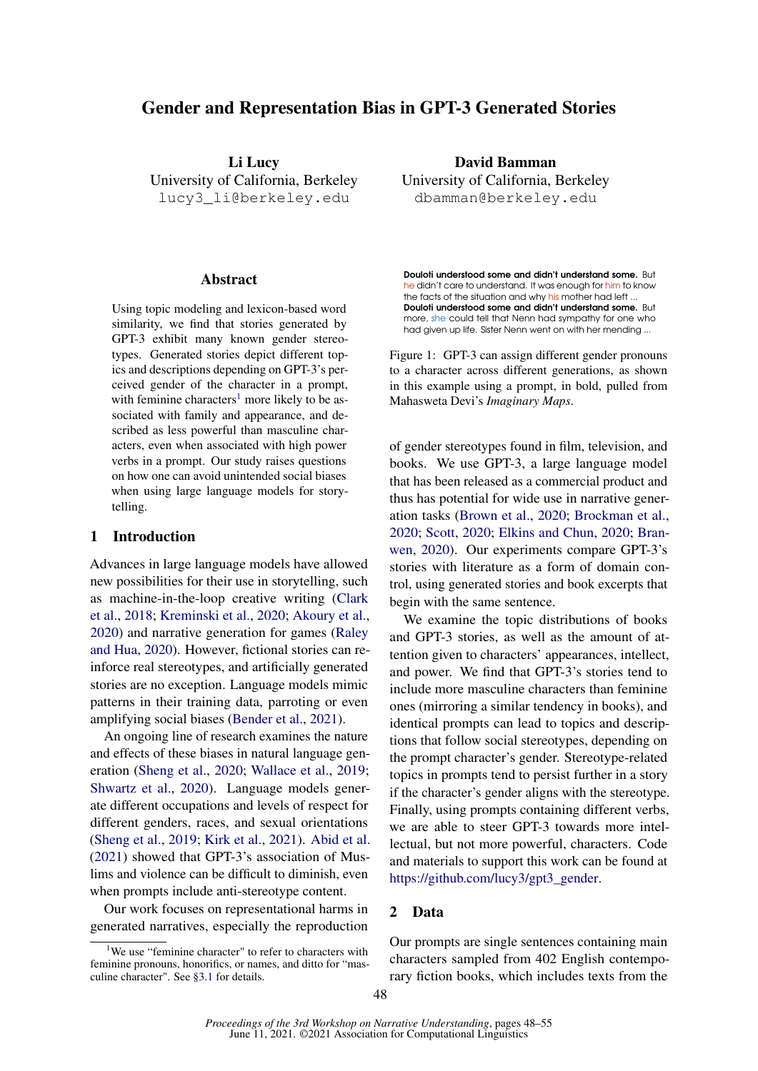# Gender and Representation Bias in GPT-3 Generated Stories

**Li Lucy**
University of California, Berkeley
lucy3_li@berkeley.edu

**David Bamman**
University of California, Berkeley
dbamman@berkeley.edu

## Abstract

Using topic modeling and lexicon-based word similarity, we find that stories generated by GPT-3 exhibit many known gender stereotypes. Generated stories depict different topics and descriptions depending on GPT-3's perceived gender of the character in a prompt, with feminine characters[1] more likely to be associated with family and appearance, and described as less powerful than masculine characters, even when associated with high power verbs in a prompt. Our study raises questions on how one can avoid unintended social biases when using large language models for storytelling.

## 1 Introduction

Advances in large language models have allowed new possibilities for their use in storytelling, such as machine-in-the-loop creative writing (Clark et al., 2018; Kreminski et al., 2020; Akoury et al., 2020) and narrative generation for games (Raley and Hua, 2020). However, fictional stories can reinforce real stereotypes, and artificially generated stories are no exception. Language models mimic patterns in their training data, parroting or even amplifying social biases (Bender et al., 2021).

An ongoing line of research examines the nature and effects of these biases in natural language generation (Sheng et al., 2020; Wallace et al., 2019; Shwartz et al., 2020). Language models generate different occupations and levels of respect for different genders, races, and sexual orientations (Sheng et al., 2019; Kirk et al., 2021). Abid et al. (2021) showed that GPT-3's association of Muslims and violence can be difficult to diminish, even when prompts include anti-stereotype content.

Our work focuses on representational harms in generated narratives, especially the reproduction of gender stereotypes found in film, television, and books. We use GPT-3, a large language model that has been released as a commercial product and thus has potential for wide use in narrative generation tasks (Brown et al., 2020; Brockman et al., 2020; Scott, 2020; Elkins and Chun, 2020; Branwen, 2020). Our experiments compare GPT-3's stories with literature as a form of domain control, using generated stories and book excerpts that begin with the same sentence.

**Douloti understood some and didn't understand some.** But he didn't care to understand. It was enough for him to know the facts of the situation and why his mother had left ...
**Douloti understood some and didn't understand some.** But more, she could tell that Nenn had sympathy for one who had given up life. Sister Nenn went on with her mending ...

Figure 1: GPT-3 can assign different gender pronouns to a character across different generations, as shown in this example using a prompt, in bold, pulled from Mahasweta Devi's *Imaginary Maps*.

We examine the topic distributions of books and GPT-3 stories, as well as the amount of attention given to characters' appearances, intellect, and power. We find that GPT-3's stories tend to include more masculine characters than feminine ones (mirroring a similar tendency in books), and identical prompts can lead to topics and descriptions that follow social stereotypes, depending on the prompt character's gender. Stereotype-related topics in prompts tend to persist further in a story if the character's gender aligns with the stereotype. Finally, using prompts containing different verbs, we are able to steer GPT-3 towards more intellectual, but not more powerful, characters. Code and materials to support this work can be found at https://github.com/lucy3/gpt3_gender.

## 2 Data

Our prompts are single sentences containing main characters sampled from 402 English contemporary fiction books, which includes texts from the

[1] We use "feminine character" to refer to characters with feminine pronouns, honorifics, or names, and ditto for "masculine character". See §3.1 for details.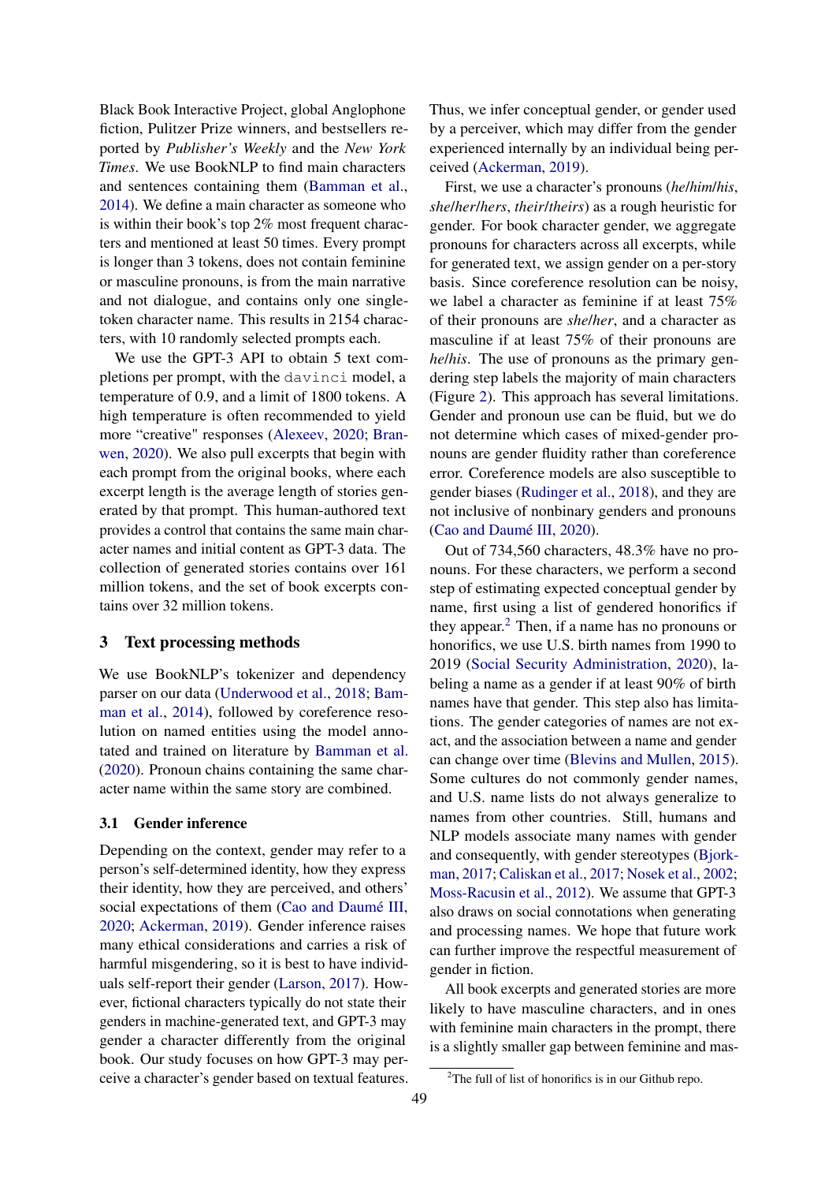Black Book Interactive Project, global Anglophone fiction, Pulitzer Prize winners, and bestsellers reported by *Publisher's Weekly* and the *New York Times*. We use BookNLP to find main characters and sentences containing them (Bamman et al., 2014). We define a main character as someone who is within their book's top 2% most frequent characters and mentioned at least 50 times. Every prompt is longer than 3 tokens, does not contain feminine or masculine pronouns, is from the main narrative and not dialogue, and contains only one single-token character name. This results in 2154 characters, with 10 randomly selected prompts each.

We use the GPT-3 API to obtain 5 text completions per prompt, with the `davinci` model, a temperature of 0.9, and a limit of 1800 tokens. A high temperature is often recommended to yield more "creative" responses (Alexeev, 2020; Branwen, 2020). We also pull excerpts that begin with each prompt from the original books, where each excerpt length is the average length of stories generated by that prompt. This human-authored text provides a control that contains the same main character names and initial content as GPT-3 data. The collection of generated stories contains over 161 million tokens, and the set of book excerpts contains over 32 million tokens.

## 3 Text processing methods

We use BookNLP's tokenizer and dependency parser on our data (Underwood et al., 2018; Bamman et al., 2014), followed by coreference resolution on named entities using the model annotated and trained on literature by Bamman et al. (2020). Pronoun chains containing the same character name within the same story are combined.

### 3.1 Gender inference

Depending on the context, gender may refer to a person's self-determined identity, how they express their identity, how they are perceived, and others' social expectations of them (Cao and Daumé III, 2020; Ackerman, 2019). Gender inference raises many ethical considerations and carries a risk of harmful misgendering, so it is best to have individuals self-report their gender (Larson, 2017). However, fictional characters typically do not state their genders in machine-generated text, and GPT-3 may gender a character differently from the original book. Our study focuses on how GPT-3 may perceive a character's gender based on textual features. Thus, we infer conceptual gender, or gender used by a perceiver, which may differ from the gender experienced internally by an individual being perceived (Ackerman, 2019).

First, we use a character's pronouns (*he*/*him*/*his*, *she*/*her*/*hers*, *their*/*theirs*) as a rough heuristic for gender. For book character gender, we aggregate pronouns for characters across all excerpts, while for generated text, we assign gender on a per-story basis. Since coreference resolution can be noisy, we label a character as feminine if at least 75% of their pronouns are *she*/*her*, and a character as masculine if at least 75% of their pronouns are *he*/*his*. The use of pronouns as the primary gendering step labels the majority of main characters (Figure 2). This approach has several limitations. Gender and pronoun use can be fluid, but we do not determine which cases of mixed-gender pronouns are gender fluidity rather than coreference error. Coreference models are also susceptible to gender biases (Rudinger et al., 2018), and they are not inclusive of nonbinary genders and pronouns (Cao and Daumé III, 2020).

Out of 734,560 characters, 48.3% have no pronouns. For these characters, we perform a second step of estimating expected conceptual gender by name, first using a list of gendered honorifics if they appear.[2] Then, if a name has no pronouns or honorifics, we use U.S. birth names from 1990 to 2019 (Social Security Administration, 2020), labeling a name as a gender if at least 90% of birth names have that gender. This step also has limitations. The gender categories of names are not exact, and the association between a name and gender can change over time (Blevins and Mullen, 2015). Some cultures do not commonly gender names, and U.S. name lists do not always generalize to names from other countries. Still, humans and NLP models associate many names with gender and consequently, with gender stereotypes (Bjorkman, 2017; Caliskan et al., 2017; Nosek et al., 2002; Moss-Racusin et al., 2012). We assume that GPT-3 also draws on social connotations when generating and processing names. We hope that future work can further improve the respectful measurement of gender in fiction.

All book excerpts and generated stories are more likely to have masculine characters, and in ones with feminine main characters in the prompt, there is a slightly smaller gap between feminine and mas-

[2] The full of list of honorifics is in our Github repo.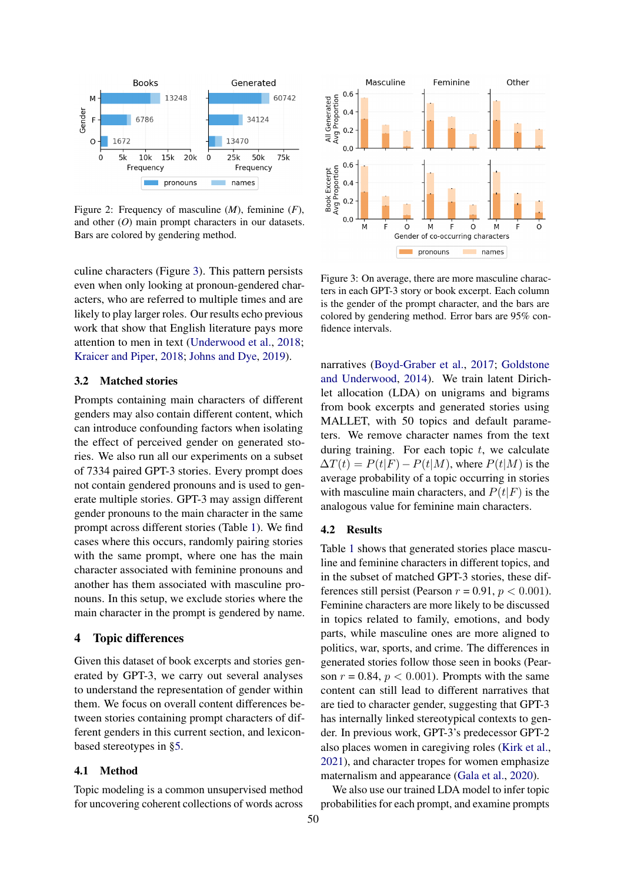Figure 2: Frequency of masculine ($M$), feminine ($F$), and other ($O$) main prompt characters in our datasets. Bars are colored by gendering method.

Figure 3: On average, there are more masculine characters in each GPT-3 story or book excerpt. Each column is the gender of the prompt character, and the bars are colored by gendering method. Error bars are 95% confidence intervals.

culine characters (Figure 3). This pattern persists even when only looking at pronoun-gendered characters, who are referred to multiple times and are likely to play larger roles. Our results echo previous work that show that English literature pays more attention to men in text (Underwood et al., 2018; Kraicer and Piper, 2018; Johns and Dye, 2019).

### 3.2 Matched stories

Prompts containing main characters of different genders may also contain different content, which can introduce confounding factors when isolating the effect of perceived gender on generated stories. We also run all our experiments on a subset of 7334 paired GPT-3 stories. Every prompt does not contain gendered pronouns and is used to generate multiple stories. GPT-3 may assign different gender pronouns to the main character in the same prompt across different stories (Table 1). We find cases where this occurs, randomly pairing stories with the same prompt, where one has the main character associated with feminine pronouns and another has them associated with masculine pronouns. In this setup, we exclude stories where the main character in the prompt is gendered by name.

## 4 Topic differences

Given this dataset of book excerpts and stories generated by GPT-3, we carry out several analyses to understand the representation of gender within them. We focus on overall content differences between stories containing prompt characters of different genders in this current section, and lexicon-based stereotypes in §5.

### 4.1 Method

Topic modeling is a common unsupervised method for uncovering coherent collections of words across narratives (Boyd-Graber et al., 2017; Goldstone and Underwood, 2014). We train latent Dirichlet allocation (LDA) on unigrams and bigrams from book excerpts and generated stories using MALLET, with 50 topics and default parameters. We remove character names from the text during training. For each topic $t$, we calculate $\Delta T(t) = P(t|F) - P(t|M)$, where $P(t|M)$ is the average probability of a topic occurring in stories with masculine main characters, and $P(t|F)$ is the analogous value for feminine main characters.

### 4.2 Results

Table 1 shows that generated stories place masculine and feminine characters in different topics, and in the subset of matched GPT-3 stories, these differences still persist (Pearson $r$ = 0.91, $p < 0.001$). Feminine characters are more likely to be discussed in topics related to family, emotions, and body parts, while masculine ones are more aligned to politics, war, sports, and crime. The differences in generated stories follow those seen in books (Pearson $r$ = 0.84, $p < 0.001$). Prompts with the same content can still lead to different narratives that are tied to character gender, suggesting that GPT-3 has internally linked stereotypical contexts to gender. In previous work, GPT-3's predecessor GPT-2 also places women in caregiving roles (Kirk et al., 2021), and character tropes for women emphasize maternalism and appearance (Gala et al., 2020).

We also use our trained LDA model to infer topic probabilities for each prompt, and examine prompts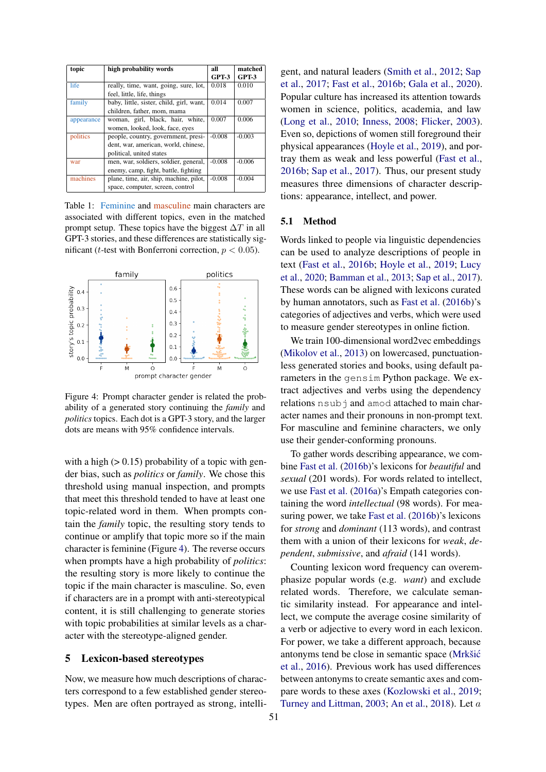| topic | high probability words | all GPT-3 | matched GPT-3 |
|---|---|---|---|
| life | really, time, want, going, sure, lot, feel, little, life, things | 0.018 | 0.010 |
| family | baby, little, sister, child, girl, want, children, father, mom, mama | 0.014 | 0.007 |
| appearance | woman, girl, black, hair, white, women, looked, look, face, eyes | 0.007 | 0.006 |
| politics | people, country, government, president, war, american, world, chinese, political, united states | -0.008 | -0.003 |
| war | men, war, soldiers, soldier, general, enemy, camp, fight, battle, fighting | -0.008 | -0.006 |
| machines | plane, time, air, ship, machine, pilot, space, computer, screen, control | -0.008 | -0.004 |

Table 1: Feminine and masculine main characters are associated with different topics, even in the matched prompt setup. These topics have the biggest $\Delta T$ in all GPT-3 stories, and these differences are statistically significant ($t$-test with Bonferroni correction, $p < 0.05$).

Figure 4: Prompt character gender is related the probability of a generated story continuing the *family* and *politics* topics. Each dot is a GPT-3 story, and the larger dots are means with 95% confidence intervals.

with a high (> 0.15) probability of a topic with gender bias, such as *politics* or *family*. We chose this threshold using manual inspection, and prompts that meet this threshold tended to have at least one topic-related word in them. When prompts contain the *family* topic, the resulting story tends to continue or amplify that topic more so if the main character is feminine (Figure 4). The reverse occurs when prompts have a high probability of *politics*: the resulting story is more likely to continue the topic if the main character is masculine. So, even if characters are in a prompt with anti-stereotypical content, it is still challenging to generate stories with topic probabilities at similar levels as a character with the stereotype-aligned gender.

## 5 Lexicon-based stereotypes

Now, we measure how much descriptions of characters correspond to a few established gender stereotypes. Men are often portrayed as strong, intelligent, and natural leaders (Smith et al., 2012; Sap et al., 2017; Fast et al., 2016b; Gala et al., 2020). Popular culture has increased its attention towards women in science, politics, academia, and law (Long et al., 2010; Inness, 2008; Flicker, 2003). Even so, depictions of women still foreground their physical appearances (Hoyle et al., 2019), and portray them as weak and less powerful (Fast et al., 2016b; Sap et al., 2017). Thus, our present study measures three dimensions of character descriptions: appearance, intellect, and power.

### 5.1 Method

Words linked to people via linguistic dependencies can be used to analyze descriptions of people in text (Fast et al., 2016b; Hoyle et al., 2019; Lucy et al., 2020; Bamman et al., 2013; Sap et al., 2017). These words can be aligned with lexicons curated by human annotators, such as Fast et al. (2016b)'s categories of adjectives and verbs, which were used to measure gender stereotypes in online fiction.

We train 100-dimensional word2vec embeddings (Mikolov et al., 2013) on lowercased, punctuationless generated stories and books, using default parameters in the `gensim` Python package. We extract adjectives and verbs using the dependency relations `nsubj` and `amod` attached to main character names and their pronouns in non-prompt text. For masculine and feminine characters, we only use their gender-conforming pronouns.

To gather words describing appearance, we combine Fast et al. (2016b)'s lexicons for *beautiful* and *sexual* (201 words). For words related to intellect, we use Fast et al. (2016a)'s Empath categories containing the word *intellectual* (98 words). For measuring power, we take Fast et al. (2016b)'s lexicons for *strong* and *dominant* (113 words), and contrast them with a union of their lexicons for *weak*, *dependent*, *submissive*, and *afraid* (141 words).

Counting lexicon word frequency can overemphasize popular words (e.g. *want*) and exclude related words. Therefore, we calculate semantic similarity instead. For appearance and intellect, we compute the average cosine similarity of a verb or adjective to every word in each lexicon. For power, we take a different approach, because antonyms tend be close in semantic space (Mrkšić et al., 2016). Previous work has used differences between antonyms to create semantic axes and compare words to these axes (Kozlowski et al., 2019; Turney and Littman, 2003; An et al., 2018). Let $a$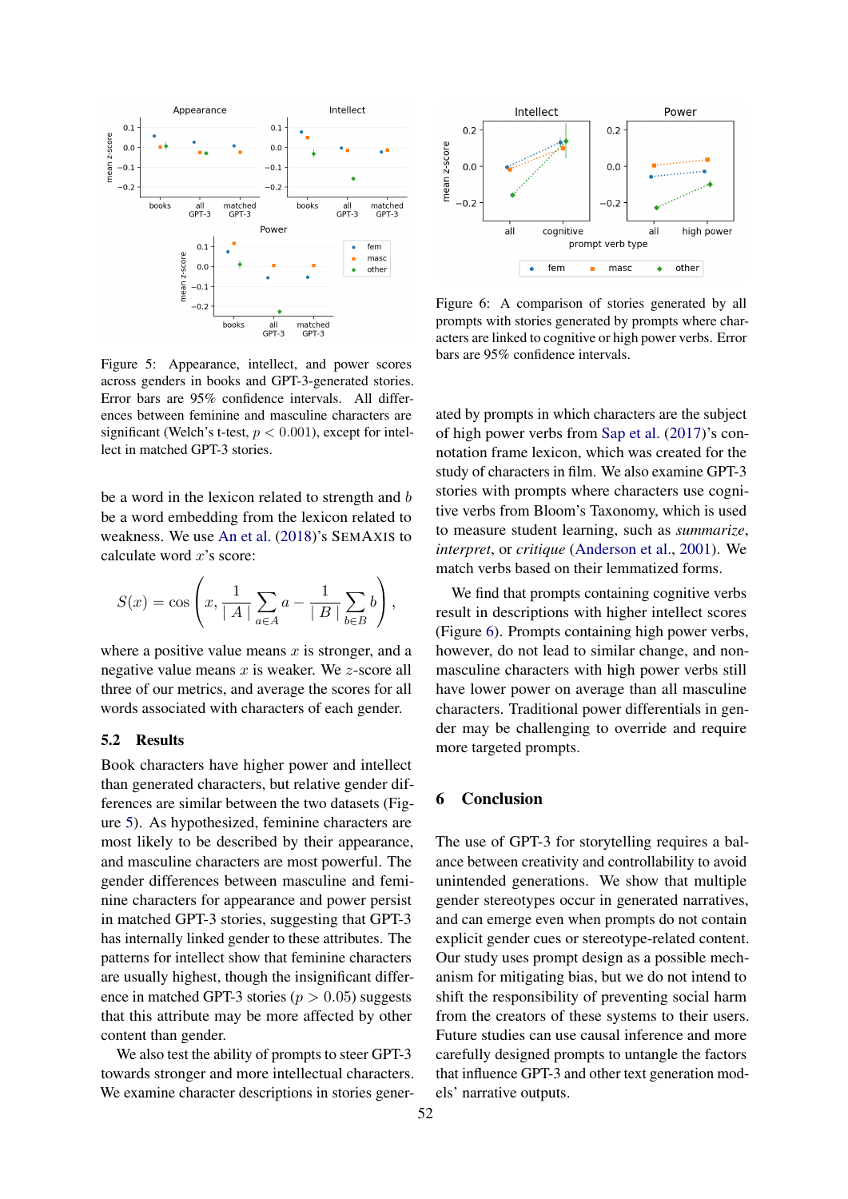Figure 5: Appearance, intellect, and power scores across genders in books and GPT-3-generated stories. Error bars are 95% confidence intervals. All differences between feminine and masculine characters are significant (Welch's t-test, $p < 0.001$), except for intellect in matched GPT-3 stories.

be a word in the lexicon related to strength and $b$ be a word embedding from the lexicon related to weakness. We use An et al. (2018)'s SemAxis to calculate word $x$'s score:

$$S(x) = \cos\left(x, \frac{1}{|A|}\sum_{a \in A} a - \frac{1}{|B|}\sum_{b \in B} b\right),$$

where a positive value means $x$ is stronger, and a negative value means $x$ is weaker. We $z$-score all three of our metrics, and average the scores for all words associated with characters of each gender.

## 5.2 Results

Book characters have higher power and intellect than generated characters, but relative gender differences are similar between the two datasets (Figure 5). As hypothesized, feminine characters are most likely to be described by their appearance, and masculine characters are most powerful. The gender differences between masculine and feminine characters for appearance and power persist in matched GPT-3 stories, suggesting that GPT-3 has internally linked gender to these attributes. The patterns for intellect show that feminine characters are usually highest, though the insignificant difference in matched GPT-3 stories ($p > 0.05$) suggests that this attribute may be more affected by other content than gender.

We also test the ability of prompts to steer GPT-3 towards stronger and more intellectual characters. We examine character descriptions in stories generated by prompts in which characters are the subject of high power verbs from Sap et al. (2017)'s connotation frame lexicon, which was created for the study of characters in film. We also examine GPT-3 stories with prompts where characters use cognitive verbs from Bloom's Taxonomy, which is used to measure student learning, such as *summarize*, *interpret*, or *critique* (Anderson et al., 2001). We match verbs based on their lemmatized forms.

Figure 6: A comparison of stories generated by all prompts with stories generated by prompts where characters are linked to cognitive or high power verbs. Error bars are 95% confidence intervals.

We find that prompts containing cognitive verbs result in descriptions with higher intellect scores (Figure 6). Prompts containing high power verbs, however, do not lead to similar change, and non-masculine characters with high power verbs still have lower power on average than all masculine characters. Traditional power differentials in gender may be challenging to override and require more targeted prompts.

# 6 Conclusion

The use of GPT-3 for storytelling requires a balance between creativity and controllability to avoid unintended generations. We show that multiple gender stereotypes occur in generated narratives, and can emerge even when prompts do not contain explicit gender cues or stereotype-related content. Our study uses prompt design as a possible mechanism for mitigating bias, but we do not intend to shift the responsibility of preventing social harm from the creators of these systems to their users. Future studies can use causal inference and more carefully designed prompts to untangle the factors that influence GPT-3 and other text generation models' narrative outputs.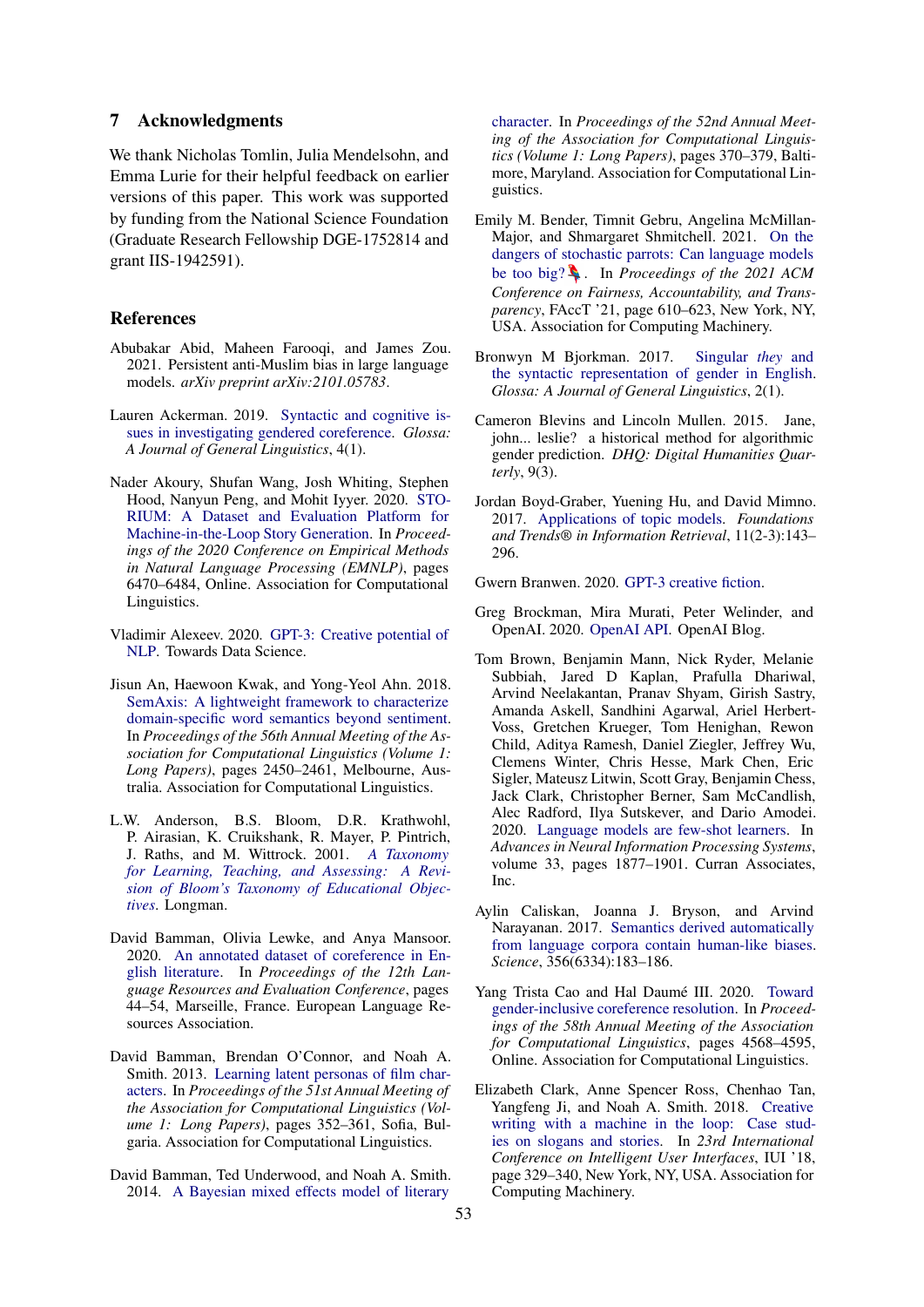## 7 Acknowledgments

We thank Nicholas Tomlin, Julia Mendelsohn, and Emma Lurie for their helpful feedback on earlier versions of this paper. This work was supported by funding from the National Science Foundation (Graduate Research Fellowship DGE-1752814 and grant IIS-1942591).

## References

Abubakar Abid, Maheen Farooqi, and James Zou. 2021. Persistent anti-Muslim bias in large language models. *arXiv preprint arXiv:2101.05783*.

Lauren Ackerman. 2019. Syntactic and cognitive issues in investigating gendered coreference. *Glossa: A Journal of General Linguistics*, 4(1).

Nader Akoury, Shufan Wang, Josh Whiting, Stephen Hood, Nanyun Peng, and Mohit Iyyer. 2020. STORIUM: A Dataset and Evaluation Platform for Machine-in-the-Loop Story Generation. In *Proceedings of the 2020 Conference on Empirical Methods in Natural Language Processing (EMNLP)*, pages 6470–6484, Online. Association for Computational Linguistics.

Vladimir Alexeev. 2020. GPT-3: Creative potential of NLP. Towards Data Science.

Jisun An, Haewoon Kwak, and Yong-Yeol Ahn. 2018. SemAxis: A lightweight framework to characterize domain-specific word semantics beyond sentiment. In *Proceedings of the 56th Annual Meeting of the Association for Computational Linguistics (Volume 1: Long Papers)*, pages 2450–2461, Melbourne, Australia. Association for Computational Linguistics.

L.W. Anderson, B.S. Bloom, D.R. Krathwohl, P. Airasian, K. Cruikshank, R. Mayer, P. Pintrich, J. Raths, and M. Wittrock. 2001. *A Taxonomy for Learning, Teaching, and Assessing: A Revision of Bloom's Taxonomy of Educational Objectives*. Longman.

David Bamman, Olivia Lewke, and Anya Mansoor. 2020. An annotated dataset of coreference in English literature. In *Proceedings of the 12th Language Resources and Evaluation Conference*, pages 44–54, Marseille, France. European Language Resources Association.

David Bamman, Brendan O'Connor, and Noah A. Smith. 2013. Learning latent personas of film characters. In *Proceedings of the 51st Annual Meeting of the Association for Computational Linguistics (Volume 1: Long Papers)*, pages 352–361, Sofia, Bulgaria. Association for Computational Linguistics.

David Bamman, Ted Underwood, and Noah A. Smith. 2014. A Bayesian mixed effects model of literary character. In *Proceedings of the 52nd Annual Meeting of the Association for Computational Linguistics (Volume 1: Long Papers)*, pages 370–379, Baltimore, Maryland. Association for Computational Linguistics.

Emily M. Bender, Timnit Gebru, Angelina McMillan-Major, and Shmargaret Shmitchell. 2021. On the dangers of stochastic parrots: Can language models be too big? 🦜. In *Proceedings of the 2021 ACM Conference on Fairness, Accountability, and Transparency*, FAccT '21, page 610–623, New York, NY, USA. Association for Computing Machinery.

Bronwyn M Bjorkman. 2017. Singular *they* and the syntactic representation of gender in English. *Glossa: A Journal of General Linguistics*, 2(1).

Cameron Blevins and Lincoln Mullen. 2015. Jane, john... leslie? a historical method for algorithmic gender prediction. *DHQ: Digital Humanities Quarterly*, 9(3).

Jordan Boyd-Graber, Yuening Hu, and David Mimno. 2017. Applications of topic models. *Foundations and Trends® in Information Retrieval*, 11(2-3):143–296.

Gwern Branwen. 2020. GPT-3 creative fiction.

Greg Brockman, Mira Murati, Peter Welinder, and OpenAI. 2020. OpenAI API. OpenAI Blog.

Tom Brown, Benjamin Mann, Nick Ryder, Melanie Subbiah, Jared D Kaplan, Prafulla Dhariwal, Arvind Neelakantan, Pranav Shyam, Girish Sastry, Amanda Askell, Sandhini Agarwal, Ariel Herbert-Voss, Gretchen Krueger, Tom Henighan, Rewon Child, Aditya Ramesh, Daniel Ziegler, Jeffrey Wu, Clemens Winter, Chris Hesse, Mark Chen, Eric Sigler, Mateusz Litwin, Scott Gray, Benjamin Chess, Jack Clark, Christopher Berner, Sam McCandlish, Alec Radford, Ilya Sutskever, and Dario Amodei. 2020. Language models are few-shot learners. In *Advances in Neural Information Processing Systems*, volume 33, pages 1877–1901. Curran Associates, Inc.

Aylin Caliskan, Joanna J. Bryson, and Arvind Narayanan. 2017. Semantics derived automatically from language corpora contain human-like biases. *Science*, 356(6334):183–186.

Yang Trista Cao and Hal Daumé III. 2020. Toward gender-inclusive coreference resolution. In *Proceedings of the 58th Annual Meeting of the Association for Computational Linguistics*, pages 4568–4595, Online. Association for Computational Linguistics.

Elizabeth Clark, Anne Spencer Ross, Chenhao Tan, Yangfeng Ji, and Noah A. Smith. 2018. Creative writing with a machine in the loop: Case studies on slogans and stories. In *23rd International Conference on Intelligent User Interfaces*, IUI '18, page 329–340, New York, NY, USA. Association for Computing Machinery.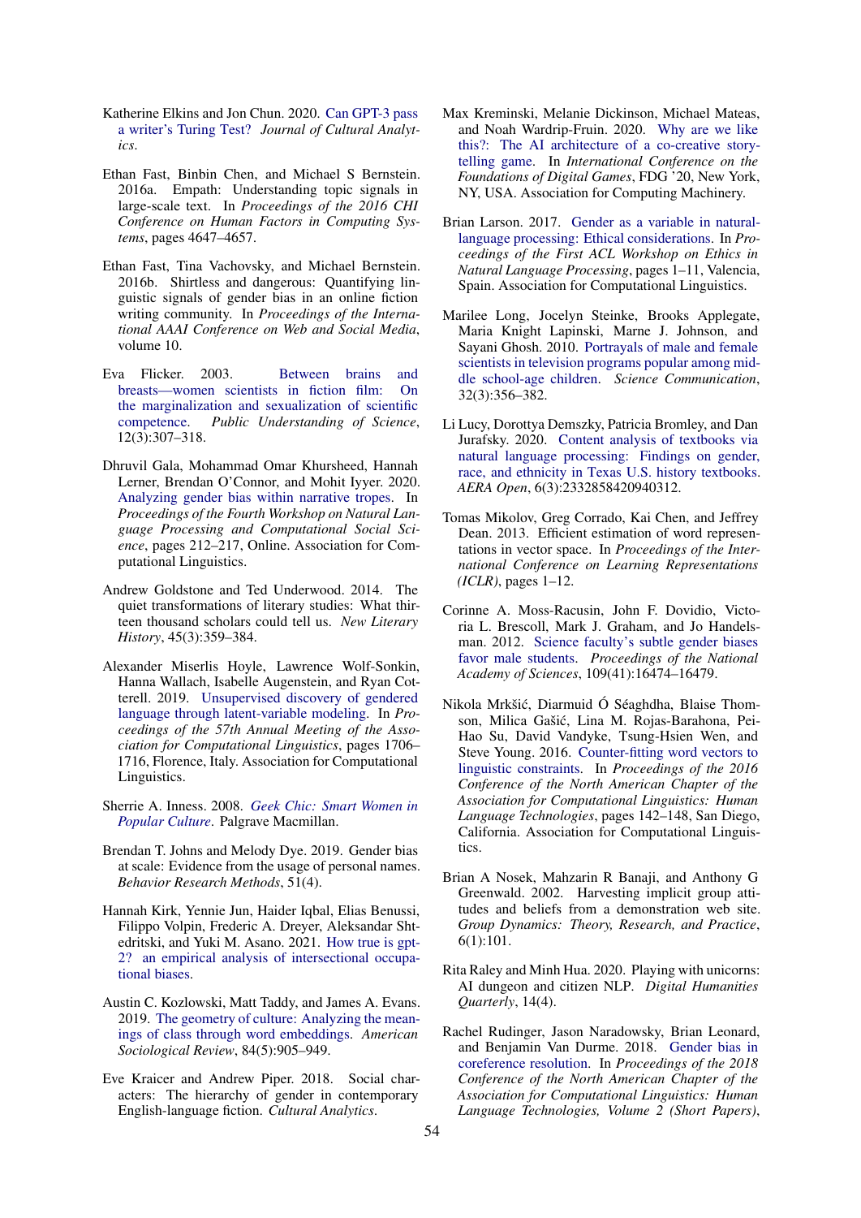Katherine Elkins and Jon Chun. 2020. Can GPT-3 pass a writer's Turing Test? *Journal of Cultural Analytics*.

Ethan Fast, Binbin Chen, and Michael S Bernstein. 2016a. Empath: Understanding topic signals in large-scale text. In *Proceedings of the 2016 CHI Conference on Human Factors in Computing Systems*, pages 4647–4657.

Ethan Fast, Tina Vachovsky, and Michael Bernstein. 2016b. Shirtless and dangerous: Quantifying linguistic signals of gender bias in an online fiction writing community. In *Proceedings of the International AAAI Conference on Web and Social Media*, volume 10.

Eva Flicker. 2003. Between brains and breasts—women scientists in fiction film: On the marginalization and sexualization of scientific competence. *Public Understanding of Science*, 12(3):307–318.

Dhruvil Gala, Mohammad Omar Khursheed, Hannah Lerner, Brendan O'Connor, and Mohit Iyyer. 2020. Analyzing gender bias within narrative tropes. In *Proceedings of the Fourth Workshop on Natural Language Processing and Computational Social Science*, pages 212–217, Online. Association for Computational Linguistics.

Andrew Goldstone and Ted Underwood. 2014. The quiet transformations of literary studies: What thirteen thousand scholars could tell us. *New Literary History*, 45(3):359–384.

Alexander Miserlis Hoyle, Lawrence Wolf-Sonkin, Hanna Wallach, Isabelle Augenstein, and Ryan Cotterell. 2019. Unsupervised discovery of gendered language through latent-variable modeling. In *Proceedings of the 57th Annual Meeting of the Association for Computational Linguistics*, pages 1706–1716, Florence, Italy. Association for Computational Linguistics.

Sherrie A. Inness. 2008. *Geek Chic: Smart Women in Popular Culture*. Palgrave Macmillan.

Brendan T. Johns and Melody Dye. 2019. Gender bias at scale: Evidence from the usage of personal names. *Behavior Research Methods*, 51(4).

Hannah Kirk, Yennie Jun, Haider Iqbal, Elias Benussi, Filippo Volpin, Frederic A. Dreyer, Aleksandar Shtedritski, and Yuki M. Asano. 2021. How true is gpt-2? an empirical analysis of intersectional occupational biases.

Austin C. Kozlowski, Matt Taddy, and James A. Evans. 2019. The geometry of culture: Analyzing the meanings of class through word embeddings. *American Sociological Review*, 84(5):905–949.

Eve Kraicer and Andrew Piper. 2018. Social characters: The hierarchy of gender in contemporary English-language fiction. *Cultural Analytics*.

Max Kreminski, Melanie Dickinson, Michael Mateas, and Noah Wardrip-Fruin. 2020. Why are we like this?: The AI architecture of a co-creative storytelling game. In *International Conference on the Foundations of Digital Games*, FDG '20, New York, NY, USA. Association for Computing Machinery.

Brian Larson. 2017. Gender as a variable in natural-language processing: Ethical considerations. In *Proceedings of the First ACL Workshop on Ethics in Natural Language Processing*, pages 1–11, Valencia, Spain. Association for Computational Linguistics.

Marilee Long, Jocelyn Steinke, Brooks Applegate, Maria Knight Lapinski, Marne J. Johnson, and Sayani Ghosh. 2010. Portrayals of male and female scientists in television programs popular among middle school-age children. *Science Communication*, 32(3):356–382.

Li Lucy, Dorottya Demszky, Patricia Bromley, and Dan Jurafsky. 2020. Content analysis of textbooks via natural language processing: Findings on gender, race, and ethnicity in Texas U.S. history textbooks. *AERA Open*, 6(3):2332858420940312.

Tomas Mikolov, Greg Corrado, Kai Chen, and Jeffrey Dean. 2013. Efficient estimation of word representations in vector space. In *Proceedings of the International Conference on Learning Representations (ICLR)*, pages 1–12.

Corinne A. Moss-Racusin, John F. Dovidio, Victoria L. Brescoll, Mark J. Graham, and Jo Handelsman. 2012. Science faculty's subtle gender biases favor male students. *Proceedings of the National Academy of Sciences*, 109(41):16474–16479.

Nikola Mrkšić, Diarmuid Ó Séaghdha, Blaise Thomson, Milica Gašić, Lina M. Rojas-Barahona, Pei-Hao Su, David Vandyke, Tsung-Hsien Wen, and Steve Young. 2016. Counter-fitting word vectors to linguistic constraints. In *Proceedings of the 2016 Conference of the North American Chapter of the Association for Computational Linguistics: Human Language Technologies*, pages 142–148, San Diego, California. Association for Computational Linguistics.

Brian A Nosek, Mahzarin R Banaji, and Anthony G Greenwald. 2002. Harvesting implicit group attitudes and beliefs from a demonstration web site. *Group Dynamics: Theory, Research, and Practice*, 6(1):101.

Rita Raley and Minh Hua. 2020. Playing with unicorns: AI dungeon and citizen NLP. *Digital Humanities Quarterly*, 14(4).

Rachel Rudinger, Jason Naradowsky, Brian Leonard, and Benjamin Van Durme. 2018. Gender bias in coreference resolution. In *Proceedings of the 2018 Conference of the North American Chapter of the Association for Computational Linguistics: Human Language Technologies, Volume 2 (Short Papers)*,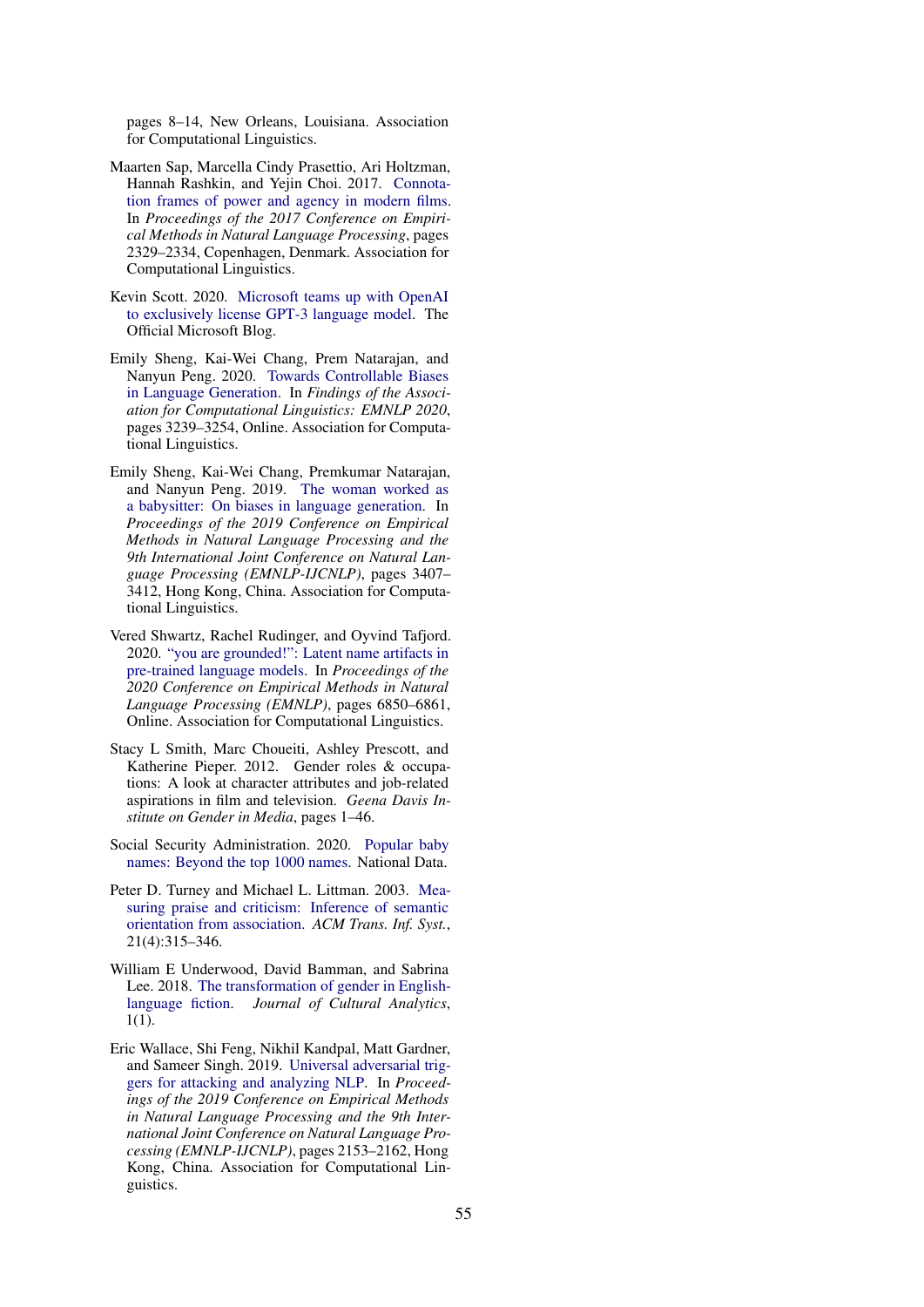pages 8–14, New Orleans, Louisiana. Association for Computational Linguistics.

Maarten Sap, Marcella Cindy Prasettio, Ari Holtzman, Hannah Rashkin, and Yejin Choi. 2017. Connotation frames of power and agency in modern films. In *Proceedings of the 2017 Conference on Empirical Methods in Natural Language Processing*, pages 2329–2334, Copenhagen, Denmark. Association for Computational Linguistics.

Kevin Scott. 2020. Microsoft teams up with OpenAI to exclusively license GPT-3 language model. The Official Microsoft Blog.

Emily Sheng, Kai-Wei Chang, Prem Natarajan, and Nanyun Peng. 2020. Towards Controllable Biases in Language Generation. In *Findings of the Association for Computational Linguistics: EMNLP 2020*, pages 3239–3254, Online. Association for Computational Linguistics.

Emily Sheng, Kai-Wei Chang, Premkumar Natarajan, and Nanyun Peng. 2019. The woman worked as a babysitter: On biases in language generation. In *Proceedings of the 2019 Conference on Empirical Methods in Natural Language Processing and the 9th International Joint Conference on Natural Language Processing (EMNLP-IJCNLP)*, pages 3407–3412, Hong Kong, China. Association for Computational Linguistics.

Vered Shwartz, Rachel Rudinger, and Oyvind Tafjord. 2020. "you are grounded!": Latent name artifacts in pre-trained language models. In *Proceedings of the 2020 Conference on Empirical Methods in Natural Language Processing (EMNLP)*, pages 6850–6861, Online. Association for Computational Linguistics.

Stacy L Smith, Marc Choueiti, Ashley Prescott, and Katherine Pieper. 2012. Gender roles & occupations: A look at character attributes and job-related aspirations in film and television. *Geena Davis Institute on Gender in Media*, pages 1–46.

Social Security Administration. 2020. Popular baby names: Beyond the top 1000 names. National Data.

Peter D. Turney and Michael L. Littman. 2003. Measuring praise and criticism: Inference of semantic orientation from association. *ACM Trans. Inf. Syst.*, 21(4):315–346.

William E Underwood, David Bamman, and Sabrina Lee. 2018. The transformation of gender in English-language fiction. *Journal of Cultural Analytics*, 1(1).

Eric Wallace, Shi Feng, Nikhil Kandpal, Matt Gardner, and Sameer Singh. 2019. Universal adversarial triggers for attacking and analyzing NLP. In *Proceedings of the 2019 Conference on Empirical Methods in Natural Language Processing and the 9th International Joint Conference on Natural Language Processing (EMNLP-IJCNLP)*, pages 2153–2162, Hong Kong, China. Association for Computational Linguistics.